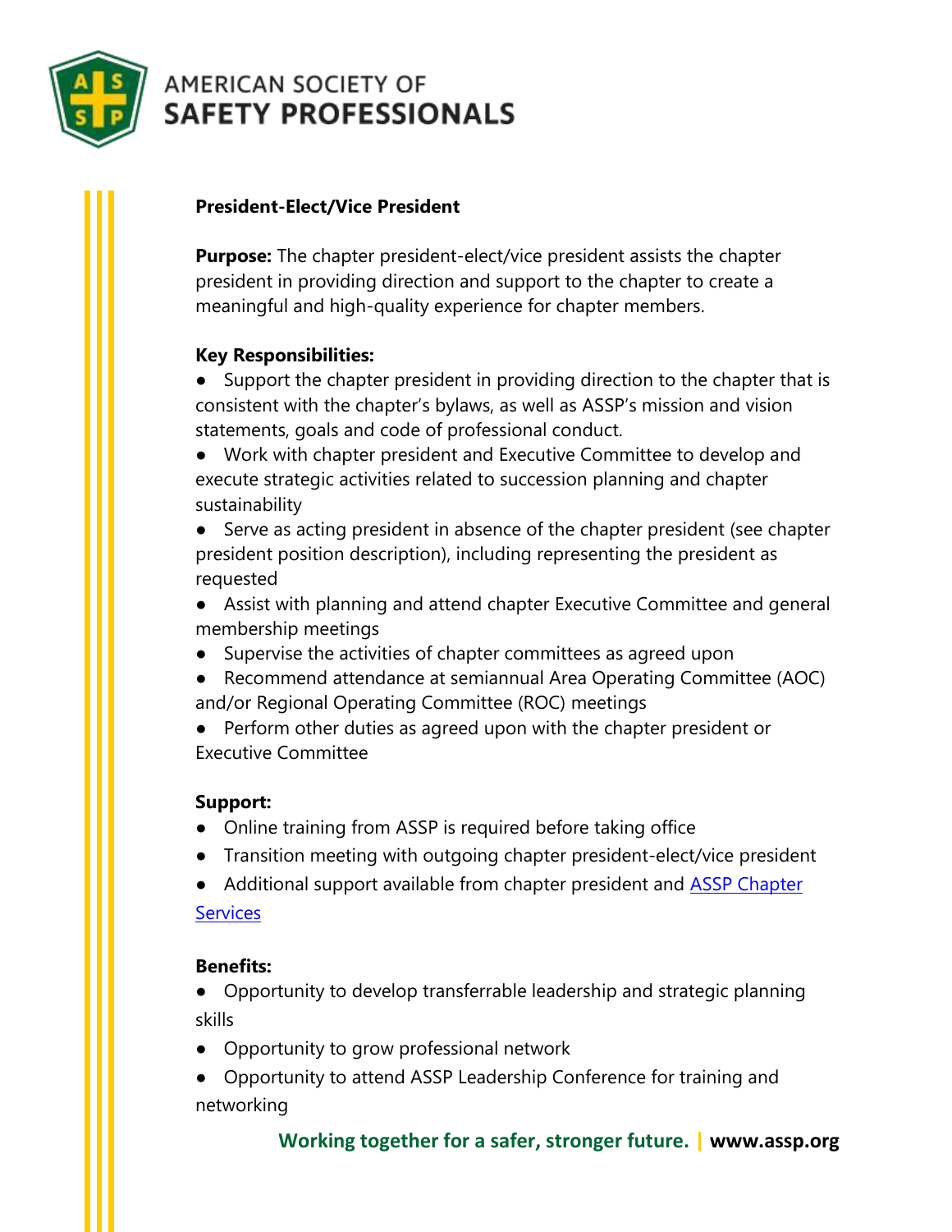AMERICAN SOCIETY OF
**SAFETY PROFESSIONALS**

## President-Elect/Vice President

**Purpose:** The chapter president-elect/vice president assists the chapter president in providing direction and support to the chapter to create a meaningful and high-quality experience for chapter members.

**Key Responsibilities:**

- Support the chapter president in providing direction to the chapter that is consistent with the chapter's bylaws, as well as ASSP's mission and vision statements, goals and code of professional conduct.
- Work with chapter president and Executive Committee to develop and execute strategic activities related to succession planning and chapter sustainability
- Serve as acting president in absence of the chapter president (see chapter president position description), including representing the president as requested
- Assist with planning and attend chapter Executive Committee and general membership meetings
- Supervise the activities of chapter committees as agreed upon
- Recommend attendance at semiannual Area Operating Committee (AOC) and/or Regional Operating Committee (ROC) meetings
- Perform other duties as agreed upon with the chapter president or Executive Committee

**Support:**

- Online training from ASSP is required before taking office
- Transition meeting with outgoing chapter president-elect/vice president
- Additional support available from chapter president and [ASSP Chapter Services]

**Benefits:**

- Opportunity to develop transferrable leadership and strategic planning skills
- Opportunity to grow professional network
- Opportunity to attend ASSP Leadership Conference for training and networking

**Working together for a safer, stronger future.** | **www.assp.org**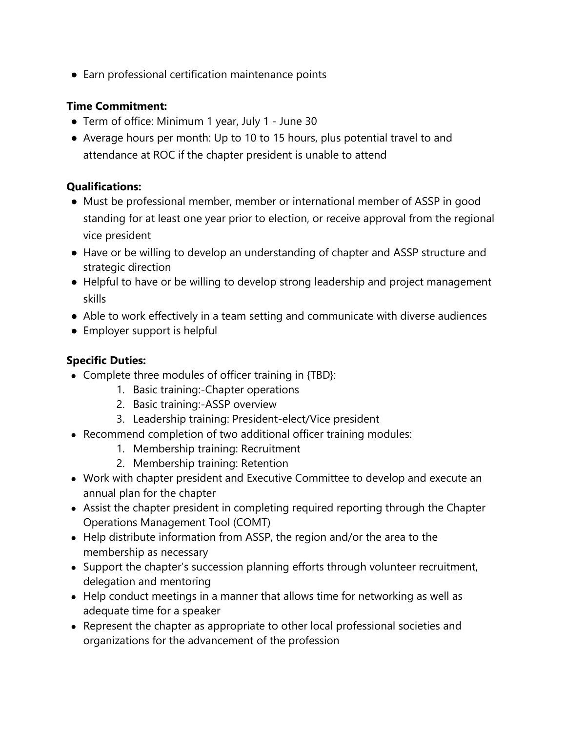- Earn professional certification maintenance points

**Time Commitment:**

- Term of office: Minimum 1 year, July 1 - June 30
- Average hours per month: Up to 10 to 15 hours, plus potential travel to and attendance at ROC if the chapter president is unable to attend

**Qualifications:**

- Must be professional member, member or international member of ASSP in good standing for at least one year prior to election, or receive approval from the regional vice president
- Have or be willing to develop an understanding of chapter and ASSP structure and strategic direction
- Helpful to have or be willing to develop strong leadership and project management skills
- Able to work effectively in a team setting and communicate with diverse audiences
- Employer support is helpful

**Specific Duties:**

- Complete three modules of officer training in {TBD}:
    1. Basic training:-Chapter operations
    2. Basic training:-ASSP overview
    3. Leadership training: President-elect/Vice president
- Recommend completion of two additional officer training modules:
    1. Membership training: Recruitment
    2. Membership training: Retention
- Work with chapter president and Executive Committee to develop and execute an annual plan for the chapter
- Assist the chapter president in completing required reporting through the Chapter Operations Management Tool (COMT)
- Help distribute information from ASSP, the region and/or the area to the membership as necessary
- Support the chapter's succession planning efforts through volunteer recruitment, delegation and mentoring
- Help conduct meetings in a manner that allows time for networking as well as adequate time for a speaker
- Represent the chapter as appropriate to other local professional societies and organizations for the advancement of the profession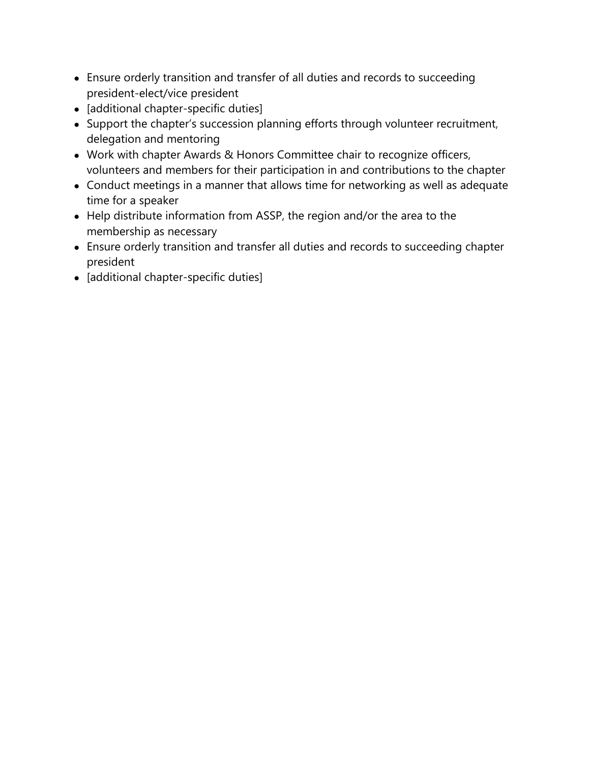- Ensure orderly transition and transfer of all duties and records to succeeding president-elect/vice president
- [additional chapter-specific duties]
- Support the chapter's succession planning efforts through volunteer recruitment, delegation and mentoring
- Work with chapter Awards & Honors Committee chair to recognize officers, volunteers and members for their participation in and contributions to the chapter
- Conduct meetings in a manner that allows time for networking as well as adequate time for a speaker
- Help distribute information from ASSP, the region and/or the area to the membership as necessary
- Ensure orderly transition and transfer all duties and records to succeeding chapter president
- [additional chapter-specific duties]